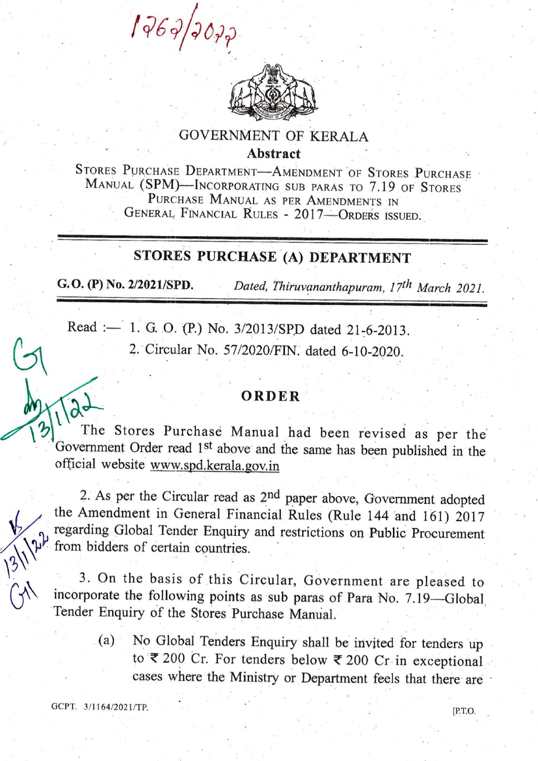# GOVERNMENT OF KERALA

## Abstract

STORES PURCHASE DEPARTMENT—AMENDMENT OF STORES PURCHASE MANUAL (SPM)—INCORPORATING SUB PARAS TO 7.19 OF STORES PURCHASE MANUAL AS PER AMENDMENTS IN GENERAL FINANCIAL RULES - 2017—ORDERS ISSUED.

## STORES PURCHASE (A) DEPARTMENT

**G.O. (P) No. 2/2021/SPD.** *Dated, Thiruvananthapuram, 17th March 2021.*

Read :— 1. G. O. (P.) No. 3/2013/SPD dated 21-6-2013.

2. Circular No. 57/2020/FIN. dated 6-10-2020.

## ORDER

The Stores Purchase Manual had been revised as per the Government Order read 1st above and the same has been published in the official website www.spd.kerala.gov.in

2. As per the Circular read as 2nd paper above, Government adopted the Amendment in General Financial Rules (Rule 144 and 161) 2017 regarding Global Tender Enquiry and restrictions on Public Procurement from bidders of certain countries.

3. On the basis of this Circular, Government are pleased to incorporate the following points as sub paras of Para No. 7.19—Global Tender Enquiry of the Stores Purchase Manual.

(a) No Global Tenders Enquiry shall be invited for tenders up to ₹ 200 Cr. For tenders below ₹ 200 Cr in exceptional cases where the Ministry or Department feels that there are

GCPT. 3/1164/2021/TP.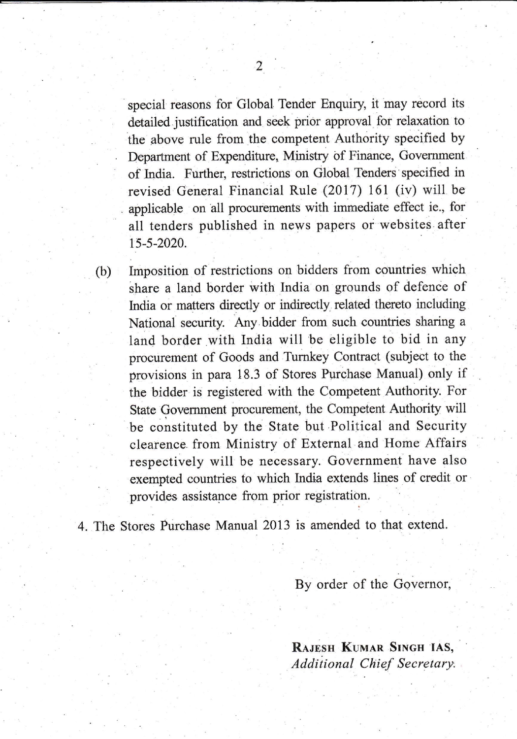special reasons for Global Tender Enquiry, it may record its detailed justification and seek prior approval for relaxation to the above rule from the competent Authority specified by Department of Expenditure, Ministry of Finance, Government of India. Further, restrictions on Global Tenders specified in revised General Financial Rule (2017) 161 (iv) will be applicable on all procurements with immediate effect ie., for all tenders published in news papers or websites after 15-5-2020.

(b) Imposition of restrictions on bidders from countries which share a land border with India on grounds of defence of India or matters directly or indirectly related thereto including National security. Any bidder from such countries sharing a land border with India will be eligible to bid in any procurement of Goods and Turnkey Contract (subject to the provisions in para 18.3 of Stores Purchase Manual) only if the bidder is registered with the Competent Authority. For State Government procurement, the Competent Authority will be constituted by the State but Political and Security clearence from Ministry of External and Home Affairs respectively will be necessary. Government have also exempted countries to which India extends lines of credit or provides assistance from prior registration.

4. The Stores Purchase Manual 2013 is amended to that extend.

By order of the Governor,

**Rajesh Kumar Singh IAS,**
*Additional Chief Secretary.*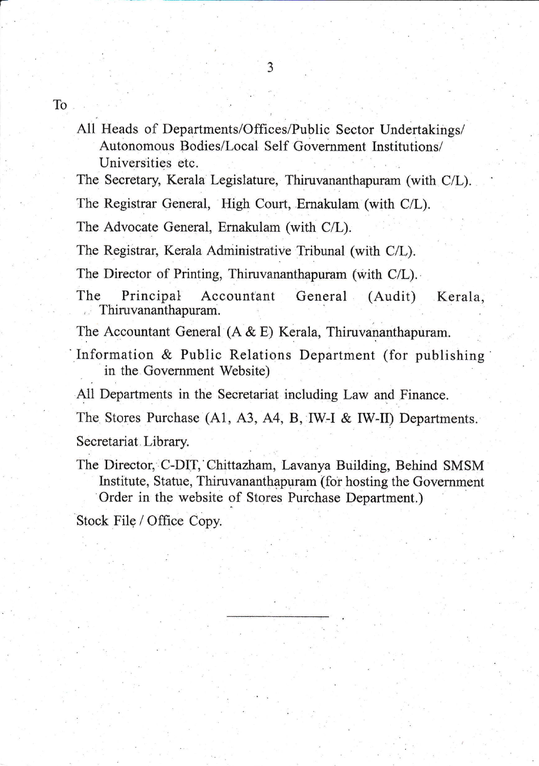To

All Heads of Departments/Offices/Public Sector Undertakings/ Autonomous Bodies/Local Self Government Institutions/ Universities etc.

The Secretary, Kerala Legislature, Thiruvananthapuram (with C/L).

The Registrar General, High Court, Ernakulam (with C/L).

The Advocate General, Ernakulam (with C/L).

The Registrar, Kerala Administrative Tribunal (with C/L).

The Director of Printing, Thiruvananthapuram (with C/L).

The Principal Accountant General (Audit) Kerala, Thiruvananthapuram.

The Accountant General (A & E) Kerala, Thiruvananthapuram.

Information & Public Relations Department (for publishing in the Government Website)

All Departments in the Secretariat including Law and Finance.

The Stores Purchase (A1, A3, A4, B, IW-I & IW-II) Departments.

Secretariat Library.

The Director, C-DIT, Chittazham, Lavanya Building, Behind SMSM Institute, Statue, Thiruvananthapuram (for hosting the Government Order in the website of Stores Purchase Department.)

Stock File / Office Copy.

---